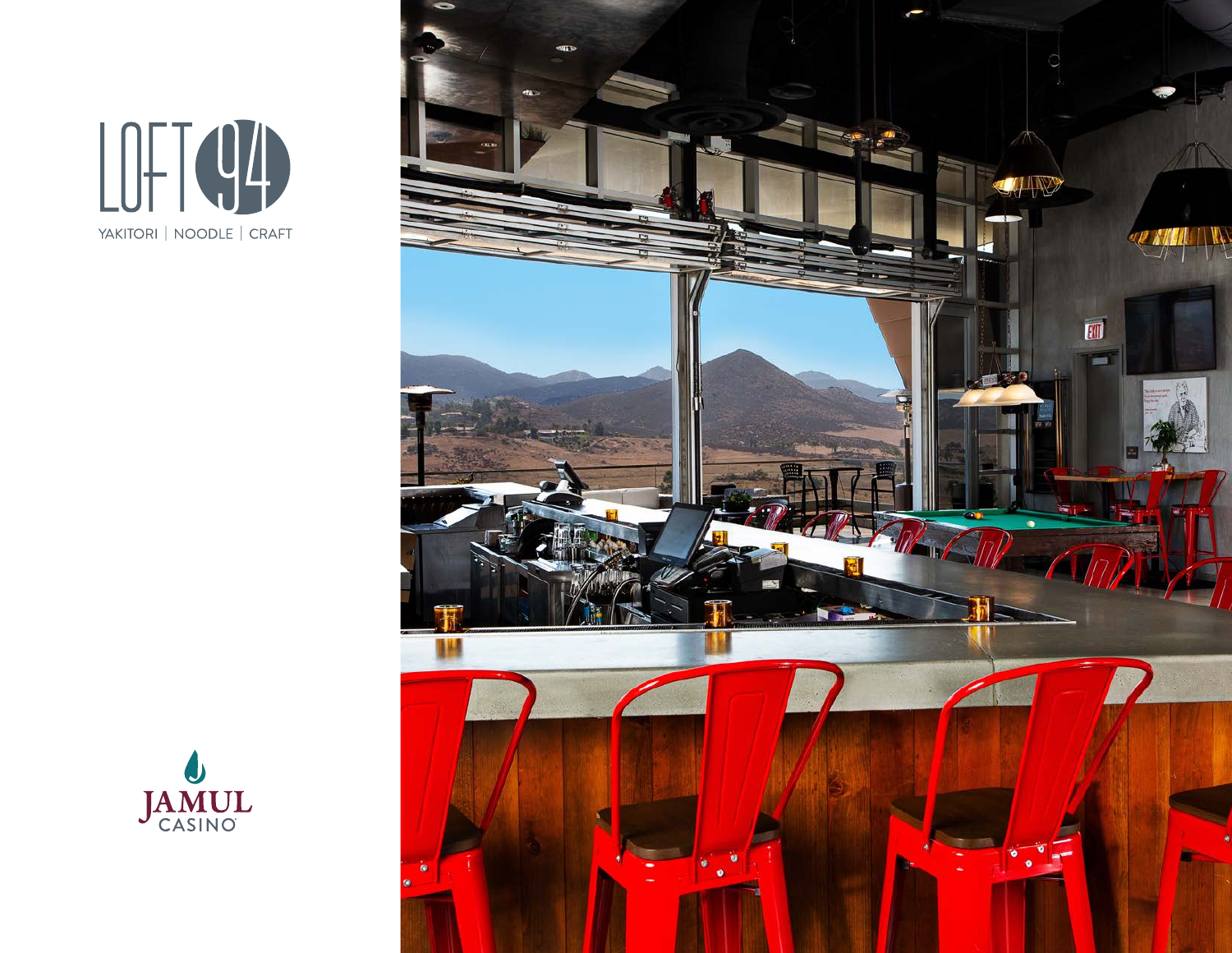# LOFT 94

YAKITORI | NOODLE | CRAFT

JAMUL CASINO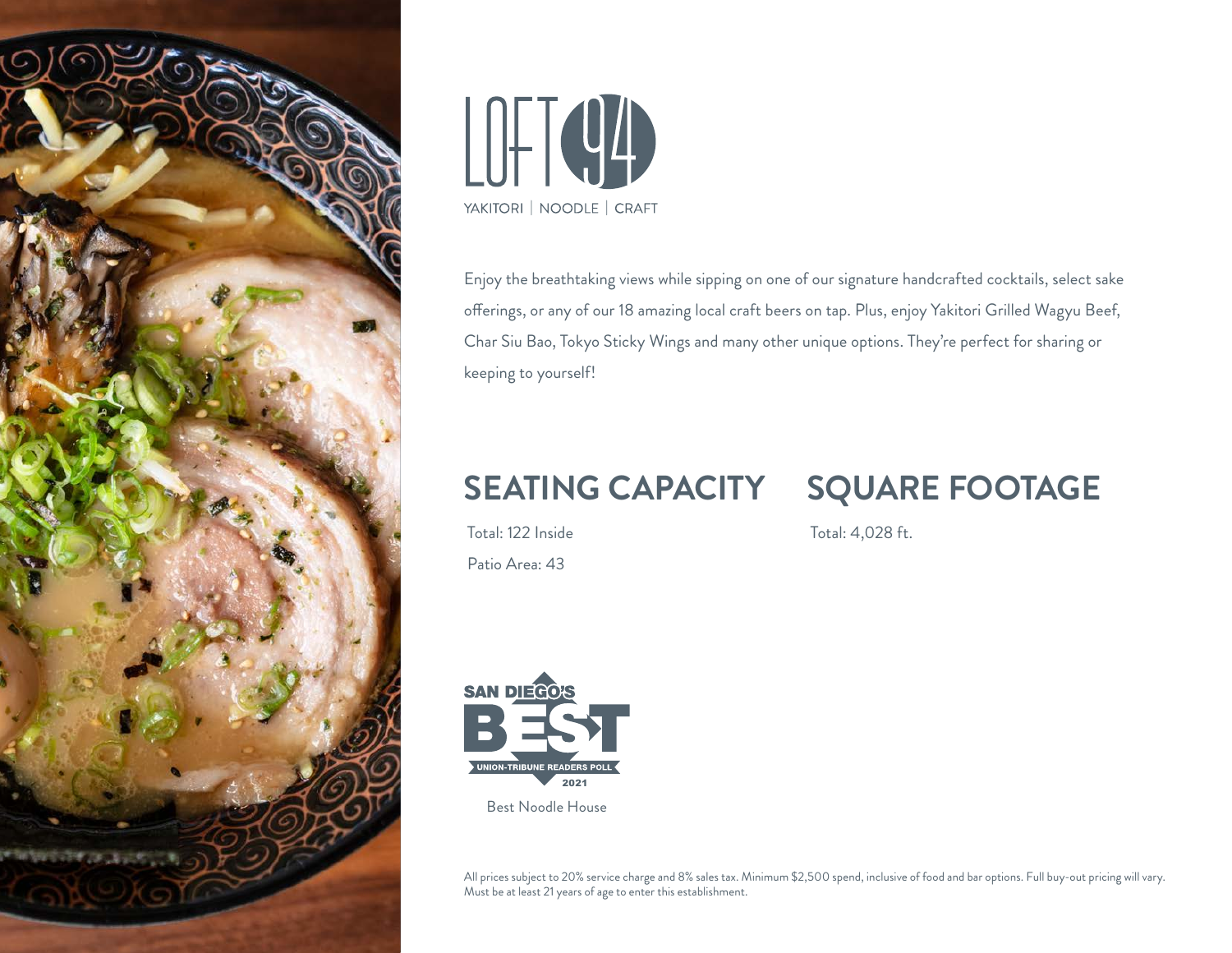# LOFT 94

YAKITORI | NOODLE | CRAFT

Enjoy the breathtaking views while sipping on one of our signature handcrafted cocktails, select sake offerings, or any of our 18 amazing local craft beers on tap. Plus, enjoy Yakitori Grilled Wagyu Beef, Char Siu Bao, Tokyo Sticky Wings and many other unique options. They're perfect for sharing or keeping to yourself!

## SEATING CAPACITY

Total: 122 Inside

Patio Area: 43

## SQUARE FOOTAGE

Total: 4,028 ft.

SAN DIEGO'S BEST
UNION-TRIBUNE READERS POLL
2021

Best Noodle House

All prices subject to 20% service charge and 8% sales tax. Minimum $2,500 spend, inclusive of food and bar options. Full buy-out pricing will vary. Must be at least 21 years of age to enter this establishment.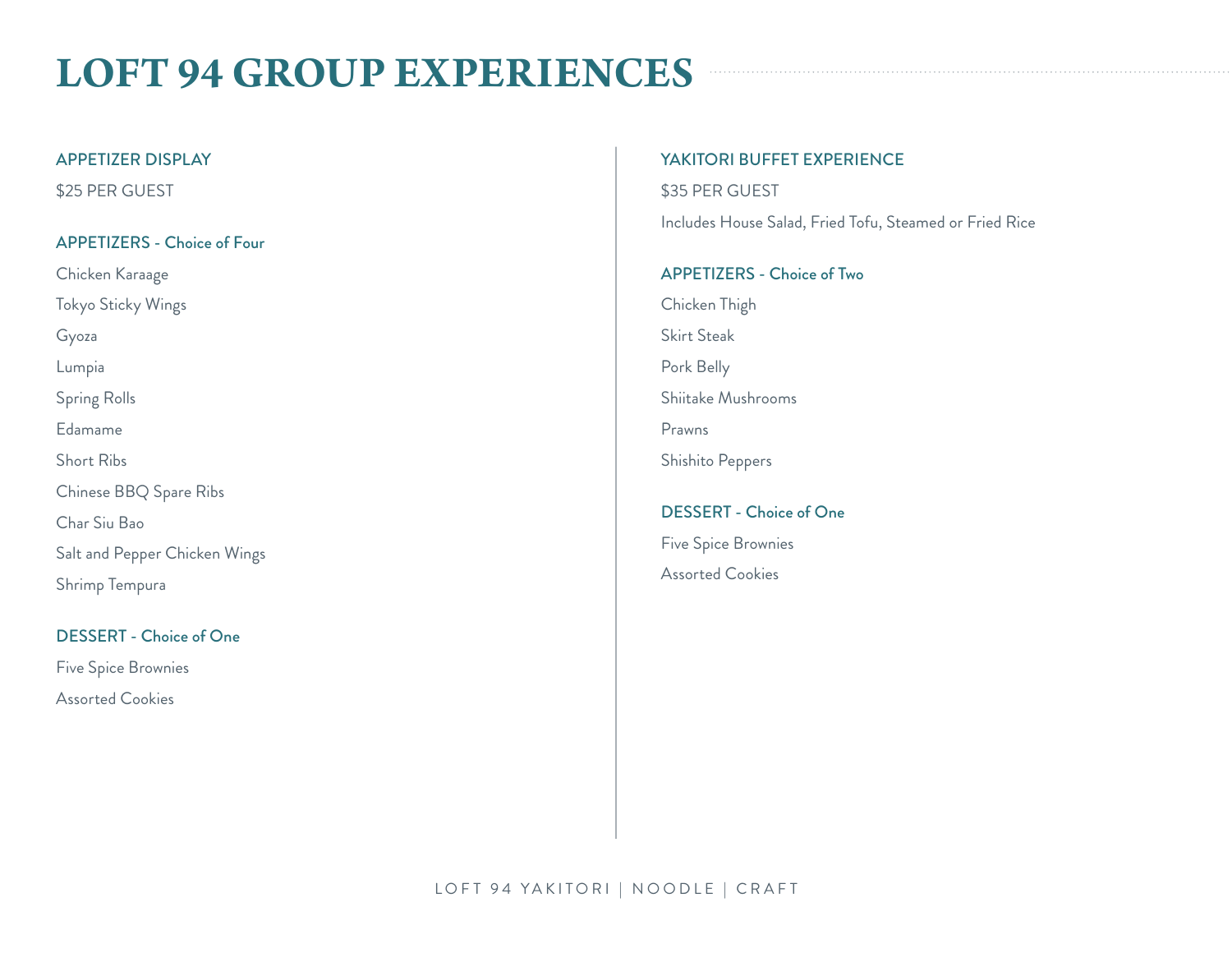# LOFT 94 GROUP EXPERIENCES

## APPETIZER DISPLAY

$25 PER GUEST

### APPETIZERS - Choice of Four

Chicken Karaage

Tokyo Sticky Wings

Gyoza

Lumpia

Spring Rolls

Edamame

Short Ribs

Chinese BBQ Spare Ribs

Char Siu Bao

Salt and Pepper Chicken Wings

Shrimp Tempura

### DESSERT - Choice of One

Five Spice Brownies

Assorted Cookies

## YAKITORI BUFFET EXPERIENCE

$35 PER GUEST

Includes House Salad, Fried Tofu, Steamed or Fried Rice

### APPETIZERS - Choice of Two

Chicken Thigh

Skirt Steak

Pork Belly

Shiitake Mushrooms

Prawns

Shishito Peppers

### DESSERT - Choice of One

Five Spice Brownies

Assorted Cookies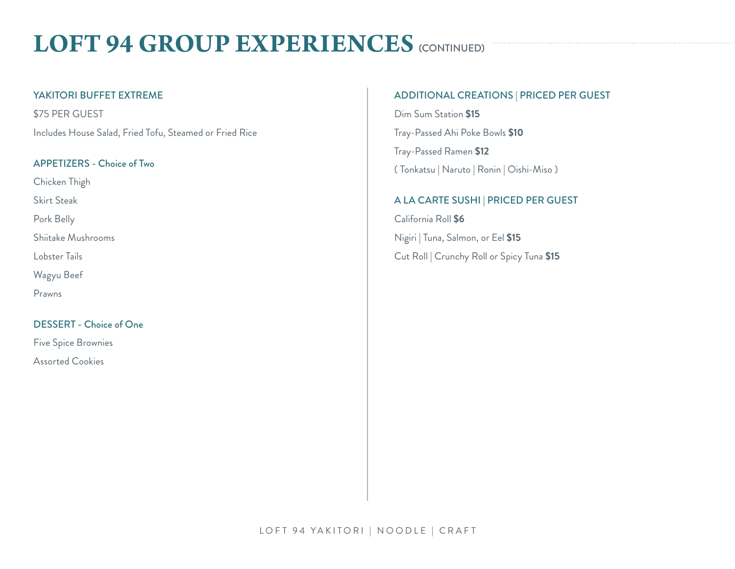# LOFT 94 GROUP EXPERIENCES (CONTINUED)

### YAKITORI BUFFET EXTREME

$75 PER GUEST

Includes House Salad, Fried Tofu, Steamed or Fried Rice

### APPETIZERS - Choice of Two

Chicken Thigh

Skirt Steak

Pork Belly

Shiitake Mushrooms

Lobster Tails

Wagyu Beef

Prawns

### DESSERT - Choice of One

Five Spice Brownies

Assorted Cookies

### ADDITIONAL CREATIONS | PRICED PER GUEST

Dim Sum Station **$15**

Tray-Passed Ahi Poke Bowls **$10**

Tray-Passed Ramen **$12**

( Tonkatsu | Naruto | Ronin | Oishi-Miso )

### A LA CARTE SUSHI | PRICED PER GUEST

California Roll **$6**

Nigiri | Tuna, Salmon, or Eel **$15**

Cut Roll | Crunchy Roll or Spicy Tuna **$15**